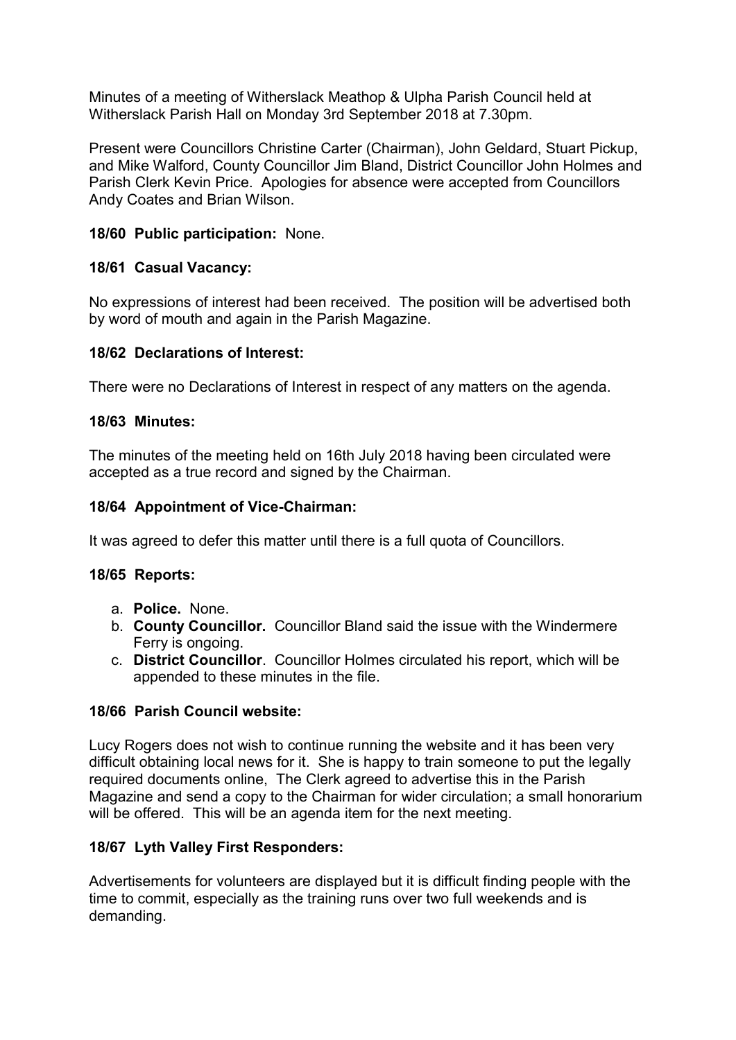Minutes of a meeting of Witherslack Meathop & Ulpha Parish Council held at Witherslack Parish Hall on Monday 3rd September 2018 at 7.30pm.

Present were Councillors Christine Carter (Chairman), John Geldard, Stuart Pickup, and Mike Walford, County Councillor Jim Bland, District Councillor John Holmes and Parish Clerk Kevin Price. Apologies for absence were accepted from Councillors Andy Coates and Brian Wilson.

**18/60 Public participation:** None.

**18/61 Casual Vacancy:**

No expressions of interest had been received. The position will be advertised both by word of mouth and again in the Parish Magazine.

**18/62 Declarations of Interest:**

There were no Declarations of Interest in respect of any matters on the agenda.

**18/63 Minutes:**

The minutes of the meeting held on 16th July 2018 having been circulated were accepted as a true record and signed by the Chairman.

**18/64 Appointment of Vice-Chairman:**

It was agreed to defer this matter until there is a full quota of Councillors.

**18/65 Reports:**

a. **Police.** None.
b. **County Councillor.** Councillor Bland said the issue with the Windermere Ferry is ongoing.
c. **District Councillor**. Councillor Holmes circulated his report, which will be appended to these minutes in the file.

**18/66 Parish Council website:**

Lucy Rogers does not wish to continue running the website and it has been very difficult obtaining local news for it. She is happy to train someone to put the legally required documents online, The Clerk agreed to advertise this in the Parish Magazine and send a copy to the Chairman for wider circulation; a small honorarium will be offered. This will be an agenda item for the next meeting.

**18/67 Lyth Valley First Responders:**

Advertisements for volunteers are displayed but it is difficult finding people with the time to commit, especially as the training runs over two full weekends and is demanding.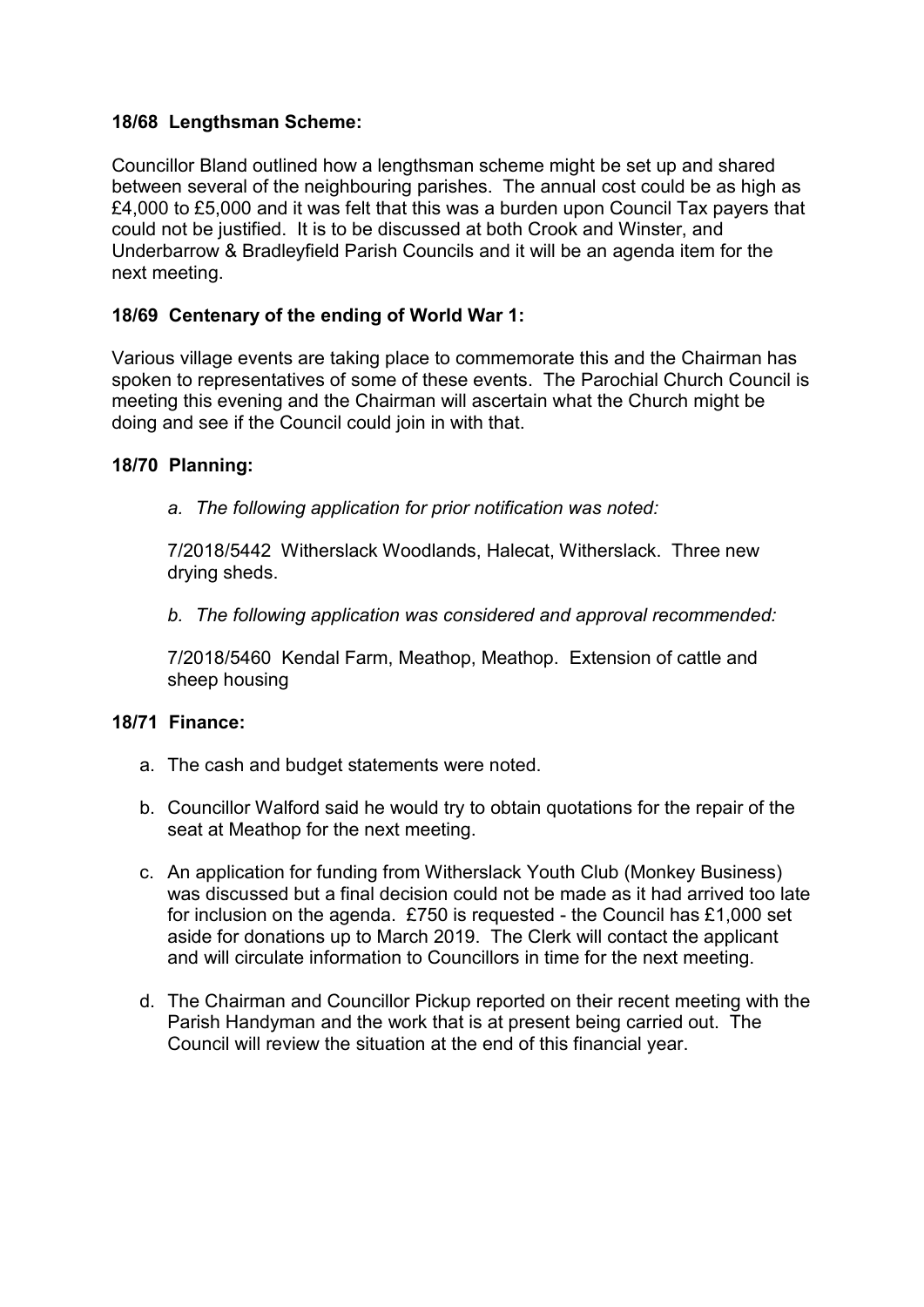**18/68 Lengthsman Scheme:**

Councillor Bland outlined how a lengthsman scheme might be set up and shared between several of the neighbouring parishes. The annual cost could be as high as £4,000 to £5,000 and it was felt that this was a burden upon Council Tax payers that could not be justified. It is to be discussed at both Crook and Winster, and Underbarrow & Bradleyfield Parish Councils and it will be an agenda item for the next meeting.

**18/69 Centenary of the ending of World War 1:**

Various village events are taking place to commemorate this and the Chairman has spoken to representatives of some of these events. The Parochial Church Council is meeting this evening and the Chairman will ascertain what the Church might be doing and see if the Council could join in with that.

**18/70 Planning:**

*a. The following application for prior notification was noted:*

7/2018/5442 Witherslack Woodlands, Halecat, Witherslack. Three new drying sheds.

*b. The following application was considered and approval recommended:*

7/2018/5460 Kendal Farm, Meathop, Meathop. Extension of cattle and sheep housing

**18/71 Finance:**

a. The cash and budget statements were noted.

b. Councillor Walford said he would try to obtain quotations for the repair of the seat at Meathop for the next meeting.

c. An application for funding from Witherslack Youth Club (Monkey Business) was discussed but a final decision could not be made as it had arrived too late for inclusion on the agenda. £750 is requested - the Council has £1,000 set aside for donations up to March 2019. The Clerk will contact the applicant and will circulate information to Councillors in time for the next meeting.

d. The Chairman and Councillor Pickup reported on their recent meeting with the Parish Handyman and the work that is at present being carried out. The Council will review the situation at the end of this financial year.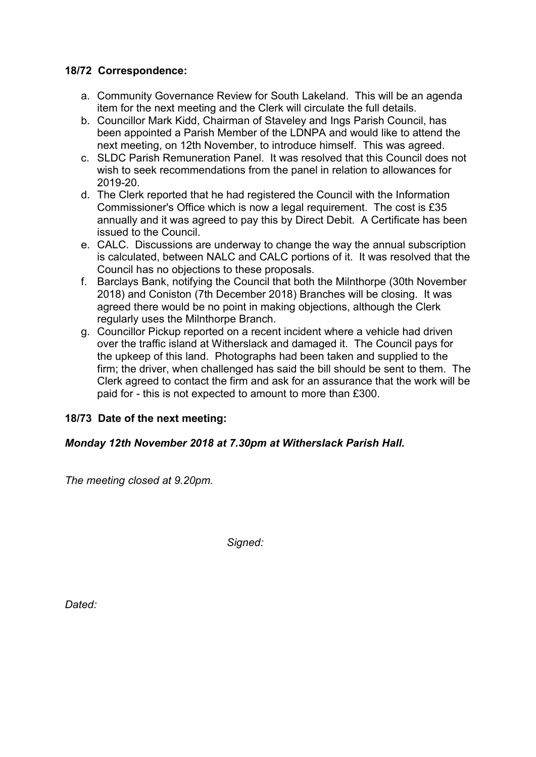### 18/72 Correspondence:

a. Community Governance Review for South Lakeland. This will be an agenda item for the next meeting and the Clerk will circulate the full details.
b. Councillor Mark Kidd, Chairman of Staveley and Ings Parish Council, has been appointed a Parish Member of the LDNPA and would like to attend the next meeting, on 12th November, to introduce himself. This was agreed.
c. SLDC Parish Remuneration Panel. It was resolved that this Council does not wish to seek recommendations from the panel in relation to allowances for 2019-20.
d. The Clerk reported that he had registered the Council with the Information Commissioner's Office which is now a legal requirement. The cost is £35 annually and it was agreed to pay this by Direct Debit. A Certificate has been issued to the Council.
e. CALC. Discussions are underway to change the way the annual subscription is calculated, between NALC and CALC portions of it. It was resolved that the Council has no objections to these proposals.
f. Barclays Bank, notifying the Council that both the Milnthorpe (30th November 2018) and Coniston (7th December 2018) Branches will be closing. It was agreed there would be no point in making objections, although the Clerk regularly uses the Milnthorpe Branch.
g. Councillor Pickup reported on a recent incident where a vehicle had driven over the traffic island at Witherslack and damaged it. The Council pays for the upkeep of this land. Photographs had been taken and supplied to the firm; the driver, when challenged has said the bill should be sent to them. The Clerk agreed to contact the firm and ask for an assurance that the work will be paid for - this is not expected to amount to more than £300.

### 18/73 Date of the next meeting:

***Monday 12th November 2018 at 7.30pm at Witherslack Parish Hall.***

*The meeting closed at 9.20pm.*

*Signed:*

*Dated:*